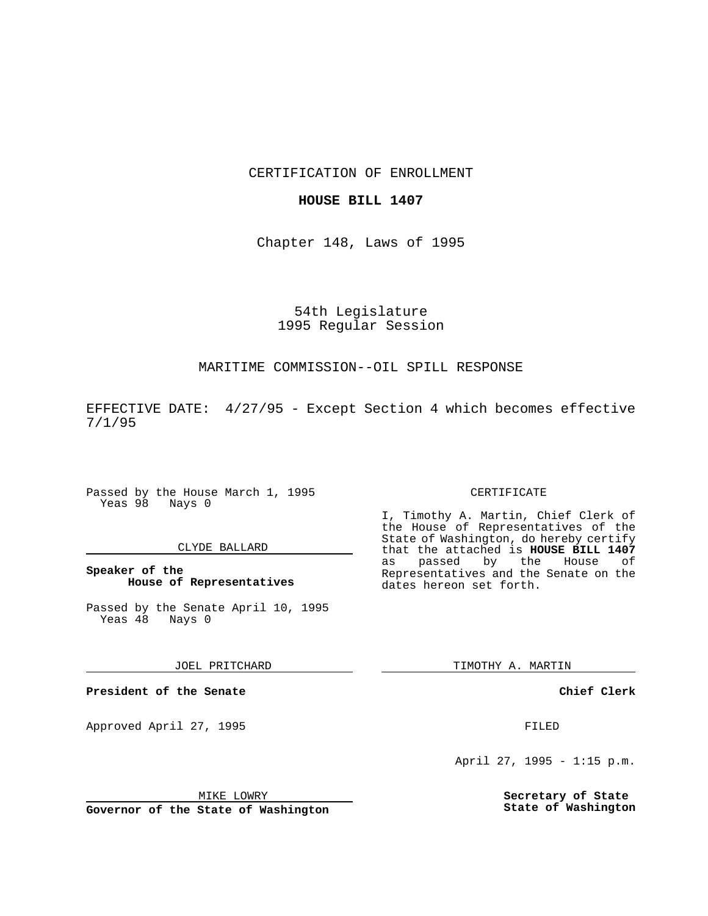CERTIFICATION OF ENROLLMENT

**HOUSE BILL 1407**

Chapter 148, Laws of 1995

54th Legislature
1995 Regular Session

MARITIME COMMISSION--OIL SPILL RESPONSE

EFFECTIVE DATE: 4/27/95 - Except Section 4 which becomes effective 7/1/95

Passed by the House March 1, 1995
Yeas 98 Nays 0

CLYDE BALLARD

**Speaker of the House of Representatives**

Passed by the Senate April 10, 1995
Yeas 48 Nays 0

JOEL PRITCHARD

**President of the Senate**

Approved April 27, 1995

MIKE LOWRY

**Governor of the State of Washington**

CERTIFICATE

I, Timothy A. Martin, Chief Clerk of the House of Representatives of the State of Washington, do hereby certify that the attached is **HOUSE BILL 1407** as passed by the House of Representatives and the Senate on the dates hereon set forth.

TIMOTHY A. MARTIN

**Chief Clerk**

FILED

April 27, 1995 - 1:15 p.m.

**Secretary of State**
**State of Washington**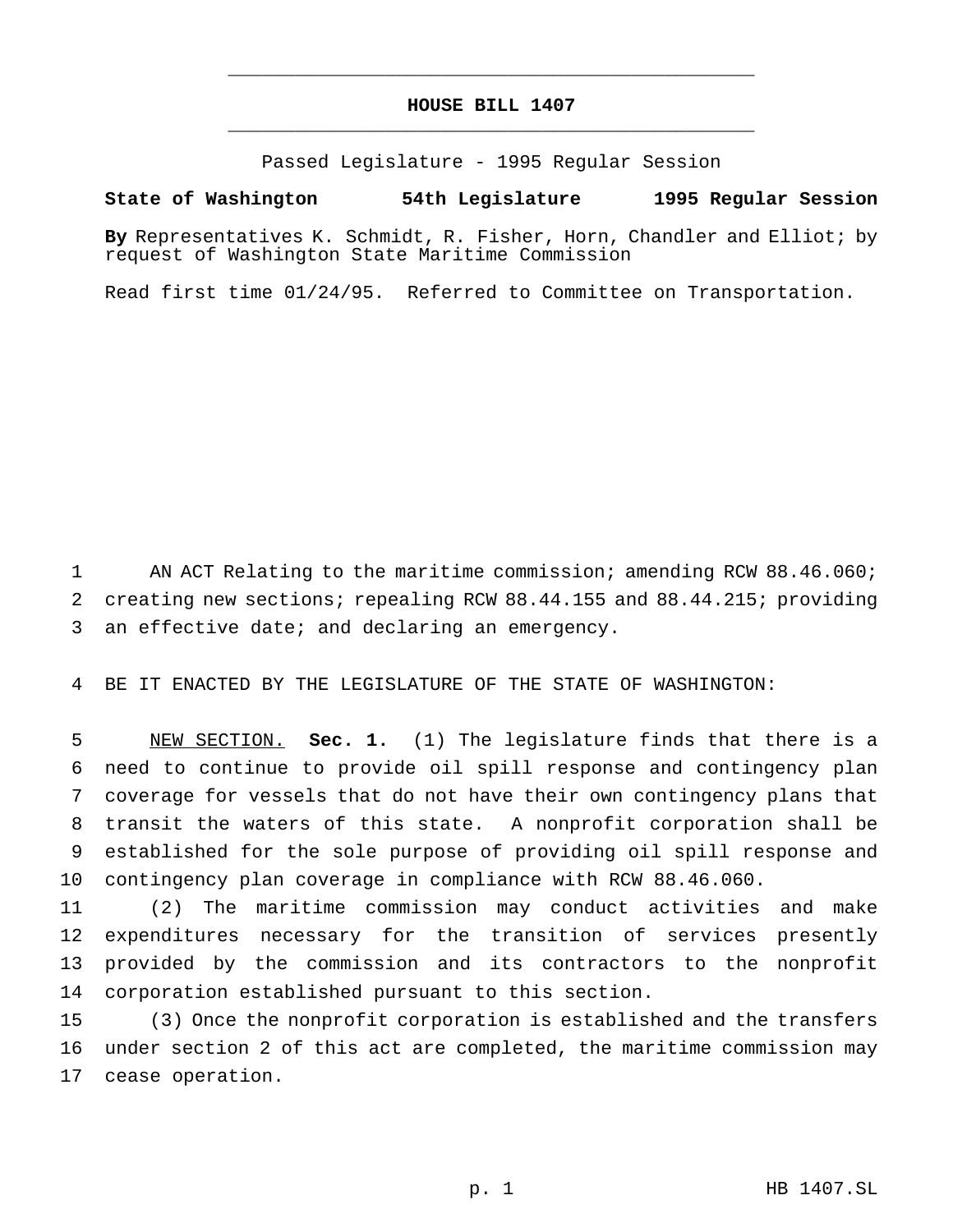# HOUSE BILL 1407

Passed Legislature - 1995 Regular Session

**State of Washington 54th Legislature 1995 Regular Session**

**By** Representatives K. Schmidt, R. Fisher, Horn, Chandler and Elliot; by request of Washington State Maritime Commission

Read first time 01/24/95. Referred to Committee on Transportation.

AN ACT Relating to the maritime commission; amending RCW 88.46.060; creating new sections; repealing RCW 88.44.155 and 88.44.215; providing an effective date; and declaring an emergency.

BE IT ENACTED BY THE LEGISLATURE OF THE STATE OF WASHINGTON:

NEW SECTION. **Sec. 1.** (1) The legislature finds that there is a need to continue to provide oil spill response and contingency plan coverage for vessels that do not have their own contingency plans that transit the waters of this state. A nonprofit corporation shall be established for the sole purpose of providing oil spill response and contingency plan coverage in compliance with RCW 88.46.060.

(2) The maritime commission may conduct activities and make expenditures necessary for the transition of services presently provided by the commission and its contractors to the nonprofit corporation established pursuant to this section.

(3) Once the nonprofit corporation is established and the transfers under section 2 of this act are completed, the maritime commission may cease operation.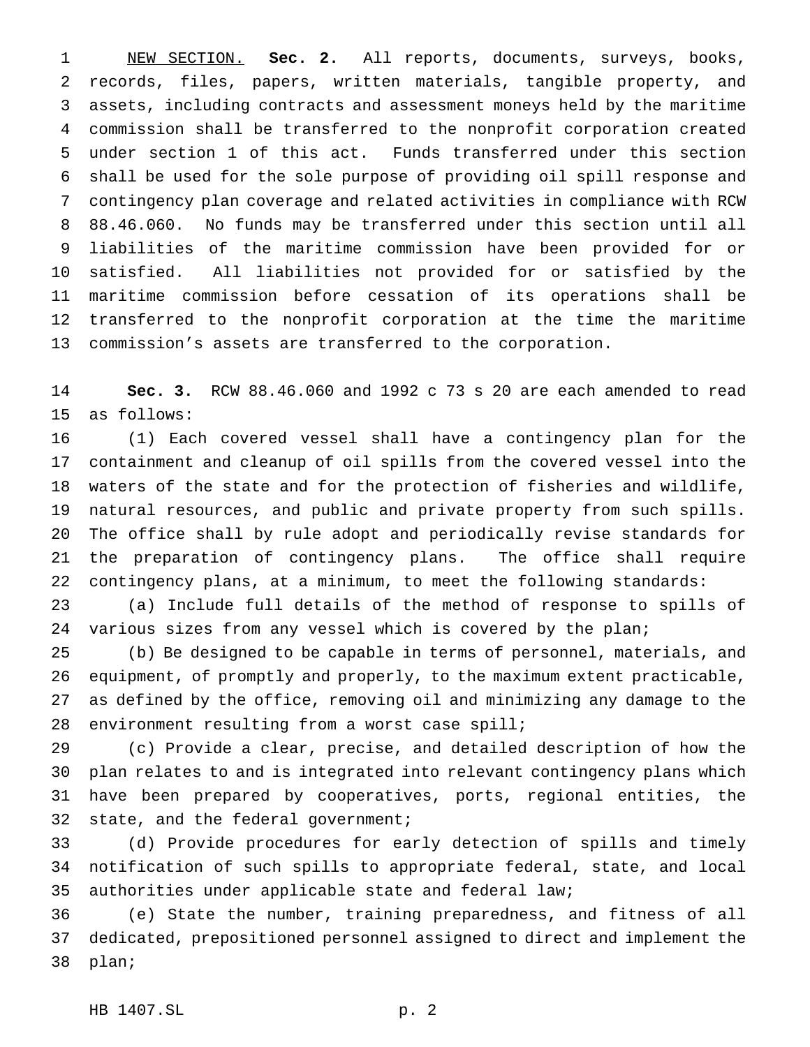NEW SECTION. **Sec. 2.** All reports, documents, surveys, books, records, files, papers, written materials, tangible property, and assets, including contracts and assessment moneys held by the maritime commission shall be transferred to the nonprofit corporation created under section 1 of this act. Funds transferred under this section shall be used for the sole purpose of providing oil spill response and contingency plan coverage and related activities in compliance with RCW 88.46.060. No funds may be transferred under this section until all liabilities of the maritime commission have been provided for or satisfied. All liabilities not provided for or satisfied by the maritime commission before cessation of its operations shall be transferred to the nonprofit corporation at the time the maritime commission's assets are transferred to the corporation.

**Sec. 3.** RCW 88.46.060 and 1992 c 73 s 20 are each amended to read as follows:

(1) Each covered vessel shall have a contingency plan for the containment and cleanup of oil spills from the covered vessel into the waters of the state and for the protection of fisheries and wildlife, natural resources, and public and private property from such spills. The office shall by rule adopt and periodically revise standards for the preparation of contingency plans. The office shall require contingency plans, at a minimum, to meet the following standards:

(a) Include full details of the method of response to spills of various sizes from any vessel which is covered by the plan;

(b) Be designed to be capable in terms of personnel, materials, and equipment, of promptly and properly, to the maximum extent practicable, as defined by the office, removing oil and minimizing any damage to the environment resulting from a worst case spill;

(c) Provide a clear, precise, and detailed description of how the plan relates to and is integrated into relevant contingency plans which have been prepared by cooperatives, ports, regional entities, the state, and the federal government;

(d) Provide procedures for early detection of spills and timely notification of such spills to appropriate federal, state, and local authorities under applicable state and federal law;

(e) State the number, training preparedness, and fitness of all dedicated, prepositioned personnel assigned to direct and implement the plan;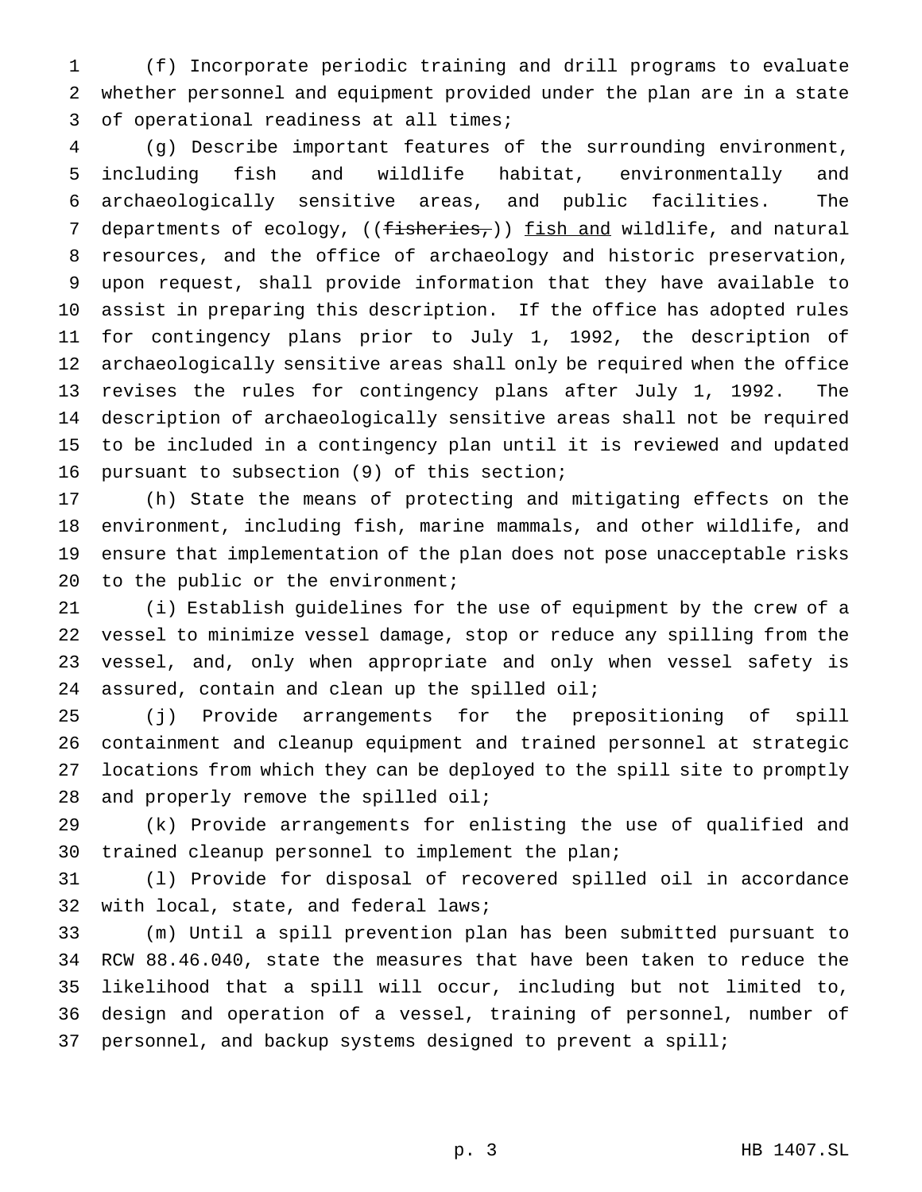(f) Incorporate periodic training and drill programs to evaluate whether personnel and equipment provided under the plan are in a state of operational readiness at all times;

(g) Describe important features of the surrounding environment, including fish and wildlife habitat, environmentally and archaeologically sensitive areas, and public facilities. The departments of ecology, ((~~fisheries,~~)) fish and wildlife, and natural resources, and the office of archaeology and historic preservation, upon request, shall provide information that they have available to assist in preparing this description. If the office has adopted rules for contingency plans prior to July 1, 1992, the description of archaeologically sensitive areas shall only be required when the office revises the rules for contingency plans after July 1, 1992. The description of archaeologically sensitive areas shall not be required to be included in a contingency plan until it is reviewed and updated pursuant to subsection (9) of this section;

(h) State the means of protecting and mitigating effects on the environment, including fish, marine mammals, and other wildlife, and ensure that implementation of the plan does not pose unacceptable risks to the public or the environment;

(i) Establish guidelines for the use of equipment by the crew of a vessel to minimize vessel damage, stop or reduce any spilling from the vessel, and, only when appropriate and only when vessel safety is assured, contain and clean up the spilled oil;

(j) Provide arrangements for the prepositioning of spill containment and cleanup equipment and trained personnel at strategic locations from which they can be deployed to the spill site to promptly and properly remove the spilled oil;

(k) Provide arrangements for enlisting the use of qualified and trained cleanup personnel to implement the plan;

(l) Provide for disposal of recovered spilled oil in accordance with local, state, and federal laws;

(m) Until a spill prevention plan has been submitted pursuant to RCW 88.46.040, state the measures that have been taken to reduce the likelihood that a spill will occur, including but not limited to, design and operation of a vessel, training of personnel, number of personnel, and backup systems designed to prevent a spill;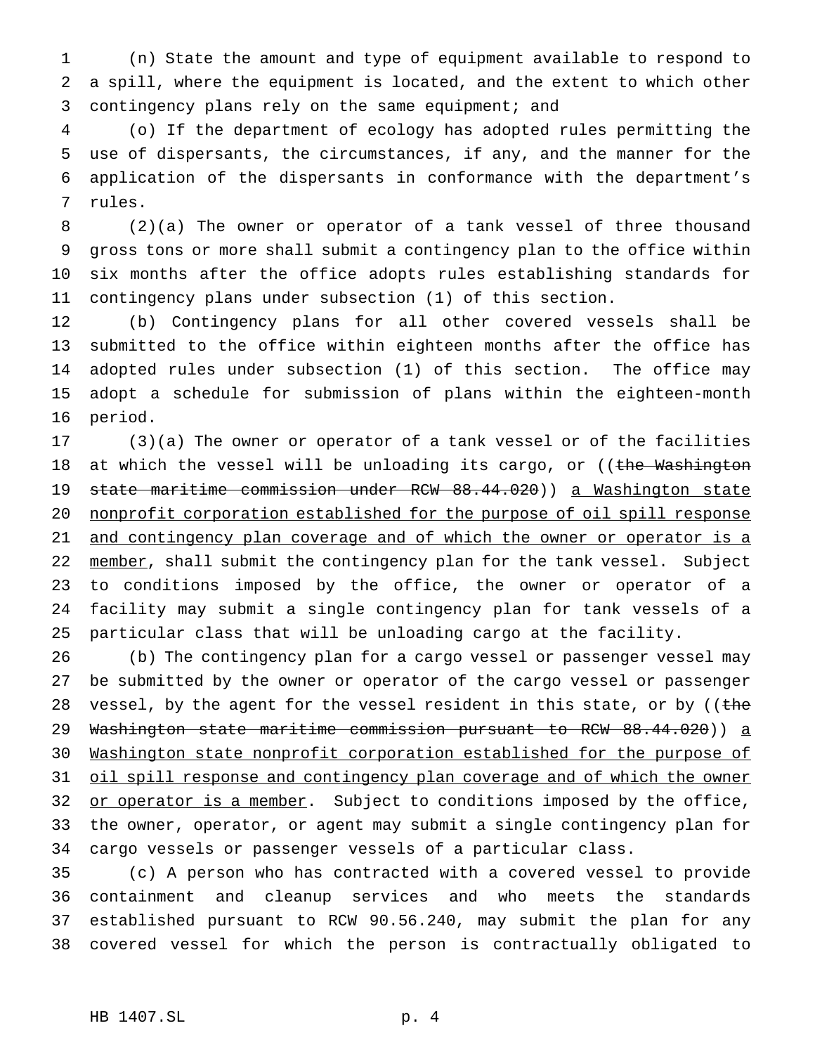(n) State the amount and type of equipment available to respond to a spill, where the equipment is located, and the extent to which other contingency plans rely on the same equipment; and

(o) If the department of ecology has adopted rules permitting the use of dispersants, the circumstances, if any, and the manner for the application of the dispersants in conformance with the department's rules.

(2)(a) The owner or operator of a tank vessel of three thousand gross tons or more shall submit a contingency plan to the office within six months after the office adopts rules establishing standards for contingency plans under subsection (1) of this section.

(b) Contingency plans for all other covered vessels shall be submitted to the office within eighteen months after the office has adopted rules under subsection (1) of this section. The office may adopt a schedule for submission of plans within the eighteen-month period.

(3)(a) The owner or operator of a tank vessel or of the facilities at which the vessel will be unloading its cargo, or ((~~the Washington state maritime commission under RCW 88.44.020~~)) <u>a Washington state nonprofit corporation established for the purpose of oil spill response and contingency plan coverage and of which the owner or operator is a member</u>, shall submit the contingency plan for the tank vessel. Subject to conditions imposed by the office, the owner or operator of a facility may submit a single contingency plan for tank vessels of a particular class that will be unloading cargo at the facility.

(b) The contingency plan for a cargo vessel or passenger vessel may be submitted by the owner or operator of the cargo vessel or passenger vessel, by the agent for the vessel resident in this state, or by ((~~the Washington state maritime commission pursuant to RCW 88.44.020~~)) <u>a Washington state nonprofit corporation established for the purpose of oil spill response and contingency plan coverage and of which the owner or operator is a member</u>. Subject to conditions imposed by the office, the owner, operator, or agent may submit a single contingency plan for cargo vessels or passenger vessels of a particular class.

(c) A person who has contracted with a covered vessel to provide containment and cleanup services and who meets the standards established pursuant to RCW 90.56.240, may submit the plan for any covered vessel for which the person is contractually obligated to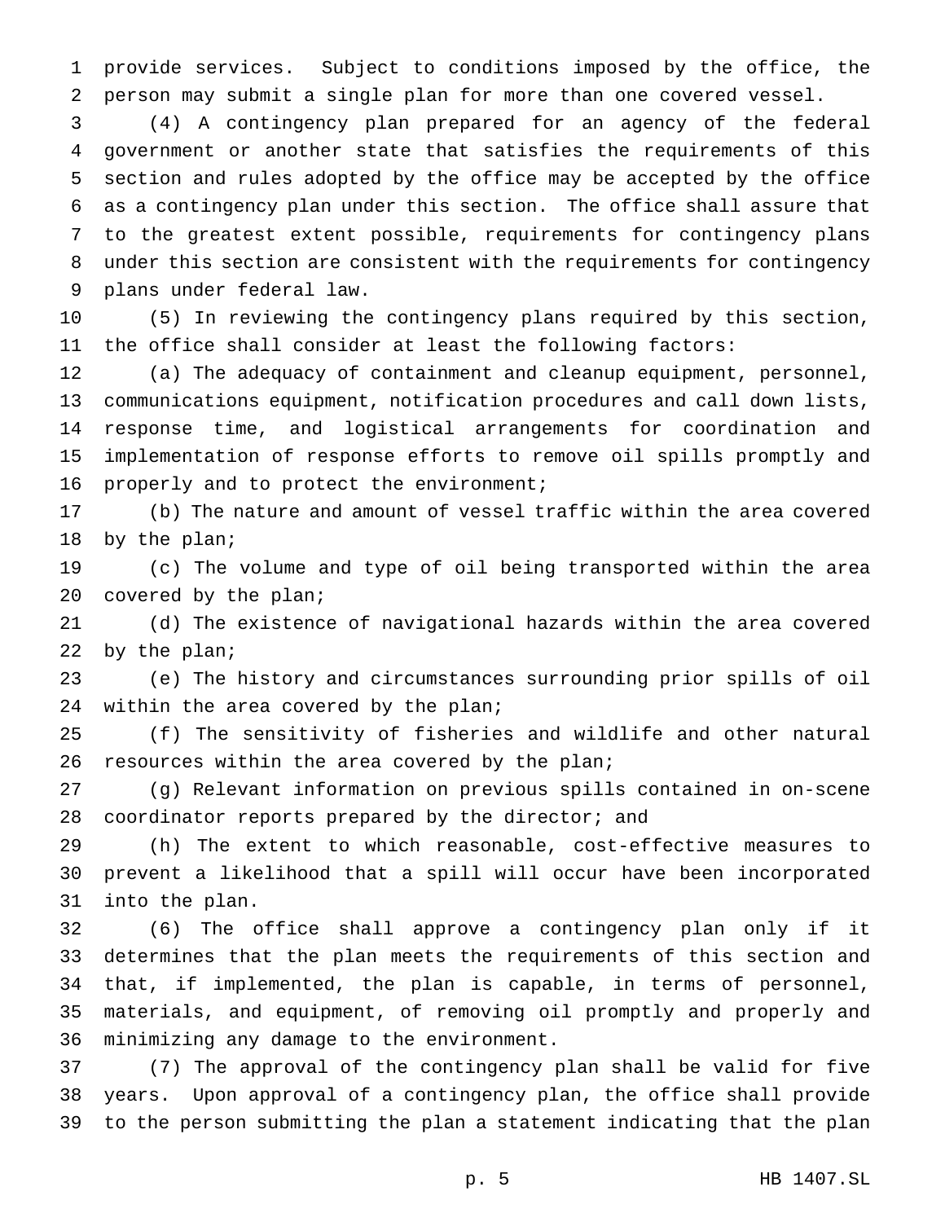provide services. Subject to conditions imposed by the office, the person may submit a single plan for more than one covered vessel.

(4) A contingency plan prepared for an agency of the federal government or another state that satisfies the requirements of this section and rules adopted by the office may be accepted by the office as a contingency plan under this section. The office shall assure that to the greatest extent possible, requirements for contingency plans under this section are consistent with the requirements for contingency plans under federal law.

(5) In reviewing the contingency plans required by this section, the office shall consider at least the following factors:

(a) The adequacy of containment and cleanup equipment, personnel, communications equipment, notification procedures and call down lists, response time, and logistical arrangements for coordination and implementation of response efforts to remove oil spills promptly and properly and to protect the environment;

(b) The nature and amount of vessel traffic within the area covered by the plan;

(c) The volume and type of oil being transported within the area covered by the plan;

(d) The existence of navigational hazards within the area covered by the plan;

(e) The history and circumstances surrounding prior spills of oil within the area covered by the plan;

(f) The sensitivity of fisheries and wildlife and other natural resources within the area covered by the plan;

(g) Relevant information on previous spills contained in on-scene coordinator reports prepared by the director; and

(h) The extent to which reasonable, cost-effective measures to prevent a likelihood that a spill will occur have been incorporated into the plan.

(6) The office shall approve a contingency plan only if it determines that the plan meets the requirements of this section and that, if implemented, the plan is capable, in terms of personnel, materials, and equipment, of removing oil promptly and properly and minimizing any damage to the environment.

(7) The approval of the contingency plan shall be valid for five years. Upon approval of a contingency plan, the office shall provide to the person submitting the plan a statement indicating that the plan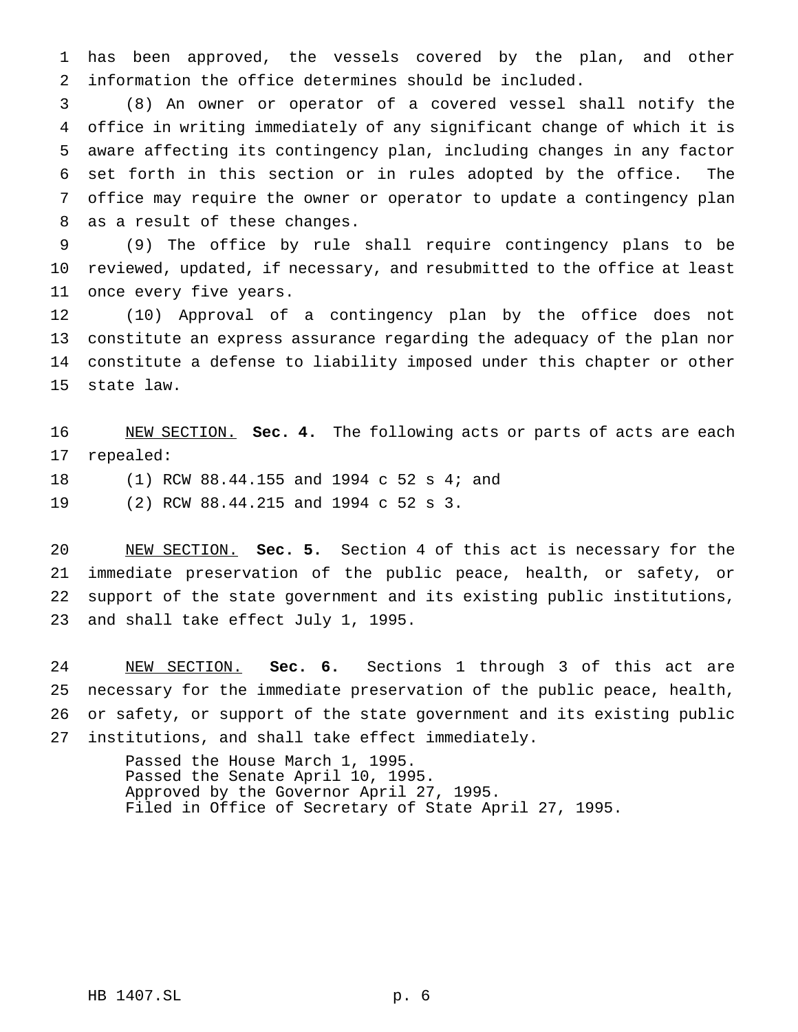has been approved, the vessels covered by the plan, and other information the office determines should be included.

(8) An owner or operator of a covered vessel shall notify the office in writing immediately of any significant change of which it is aware affecting its contingency plan, including changes in any factor set forth in this section or in rules adopted by the office. The office may require the owner or operator to update a contingency plan as a result of these changes.

(9) The office by rule shall require contingency plans to be reviewed, updated, if necessary, and resubmitted to the office at least once every five years.

(10) Approval of a contingency plan by the office does not constitute an express assurance regarding the adequacy of the plan nor constitute a defense to liability imposed under this chapter or other state law.

NEW SECTION. **Sec. 4.** The following acts or parts of acts are each repealed:

(1) RCW 88.44.155 and 1994 c 52 s 4; and

(2) RCW 88.44.215 and 1994 c 52 s 3.

NEW SECTION. **Sec. 5.** Section 4 of this act is necessary for the immediate preservation of the public peace, health, or safety, or support of the state government and its existing public institutions, and shall take effect July 1, 1995.

NEW SECTION. **Sec. 6.** Sections 1 through 3 of this act are necessary for the immediate preservation of the public peace, health, or safety, or support of the state government and its existing public institutions, and shall take effect immediately.

Passed the House March 1, 1995.
Passed the Senate April 10, 1995.
Approved by the Governor April 27, 1995.
Filed in Office of Secretary of State April 27, 1995.